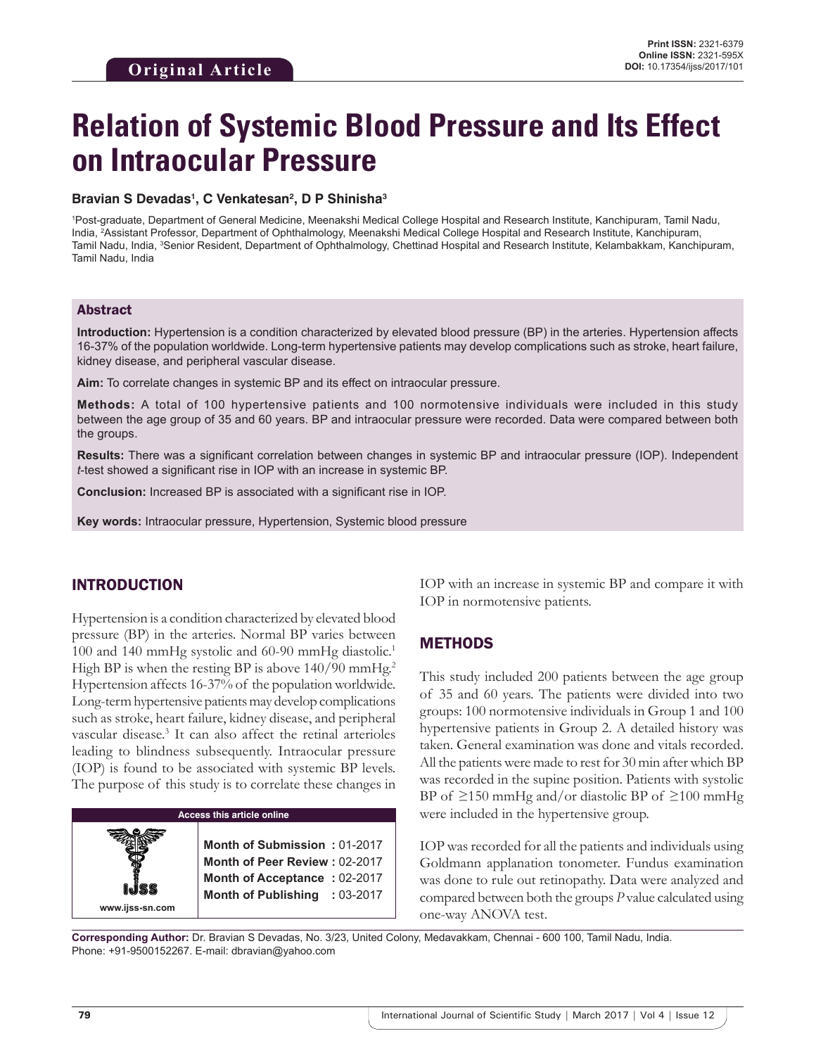Original Article

# Relation of Systemic Blood Pressure and Its Effect on Intraocular Pressure

**Bravian S Devadas[1], C Venkatesan[2], D P Shinisha[3]**

[1]Post-graduate, Department of General Medicine, Meenakshi Medical College Hospital and Research Institute, Kanchipuram, Tamil Nadu, India, [2]Assistant Professor, Department of Ophthalmology, Meenakshi Medical College Hospital and Research Institute, Kanchipuram, Tamil Nadu, India, [3]Senior Resident, Department of Ophthalmology, Chettinad Hospital and Research Institute, Kelambakkam, Kanchipuram, Tamil Nadu, India

## Abstract

**Introduction:** Hypertension is a condition characterized by elevated blood pressure (BP) in the arteries. Hypertension affects 16-37% of the population worldwide. Long-term hypertensive patients may develop complications such as stroke, heart failure, kidney disease, and peripheral vascular disease.

**Aim:** To correlate changes in systemic BP and its effect on intraocular pressure.

**Methods:** A total of 100 hypertensive patients and 100 normotensive individuals were included in this study between the age group of 35 and 60 years. BP and intraocular pressure were recorded. Data were compared between both the groups.

**Results:** There was a significant correlation between changes in systemic BP and intraocular pressure (IOP). Independent *t*-test showed a significant rise in IOP with an increase in systemic BP.

**Conclusion:** Increased BP is associated with a significant rise in IOP.

**Key words:** Intraocular pressure, Hypertension, Systemic blood pressure

## INTRODUCTION

Hypertension is a condition characterized by elevated blood pressure (BP) in the arteries. Normal BP varies between 100 and 140 mmHg systolic and 60-90 mmHg diastolic.[1] High BP is when the resting BP is above 140/90 mmHg.[2] Hypertension affects 16-37% of the population worldwide. Long-term hypertensive patients may develop complications such as stroke, heart failure, kidney disease, and peripheral vascular disease.[3] It can also affect the retinal arterioles leading to blindness subsequently. Intraocular pressure (IOP) is found to be associated with systemic BP levels. The purpose of this study is to correlate these changes in IOP with an increase in systemic BP and compare it with IOP in normotensive patients.

| Access this article online | |
|---|---|
| www.ijss-sn.com | **Month of Submission :** 01-2017<br>**Month of Peer Review :** 02-2017<br>**Month of Acceptance :** 02-2017<br>**Month of Publishing :** 03-2017 |

## METHODS

This study included 200 patients between the age group of 35 and 60 years. The patients were divided into two groups: 100 normotensive individuals in Group 1 and 100 hypertensive patients in Group 2. A detailed history was taken. General examination was done and vitals recorded. All the patients were made to rest for 30 min after which BP was recorded in the supine position. Patients with systolic BP of ≥150 mmHg and/or diastolic BP of ≥100 mmHg were included in the hypertensive group.

IOP was recorded for all the patients and individuals using Goldmann applanation tonometer. Fundus examination was done to rule out retinopathy. Data were analyzed and compared between both the groups *P* value calculated using one-way ANOVA test.

**Corresponding Author:** Dr. Bravian S Devadas, No. 3/23, United Colony, Medavakkam, Chennai - 600 100, Tamil Nadu, India. Phone: +91-9500152267. E-mail: dbravian@yahoo.com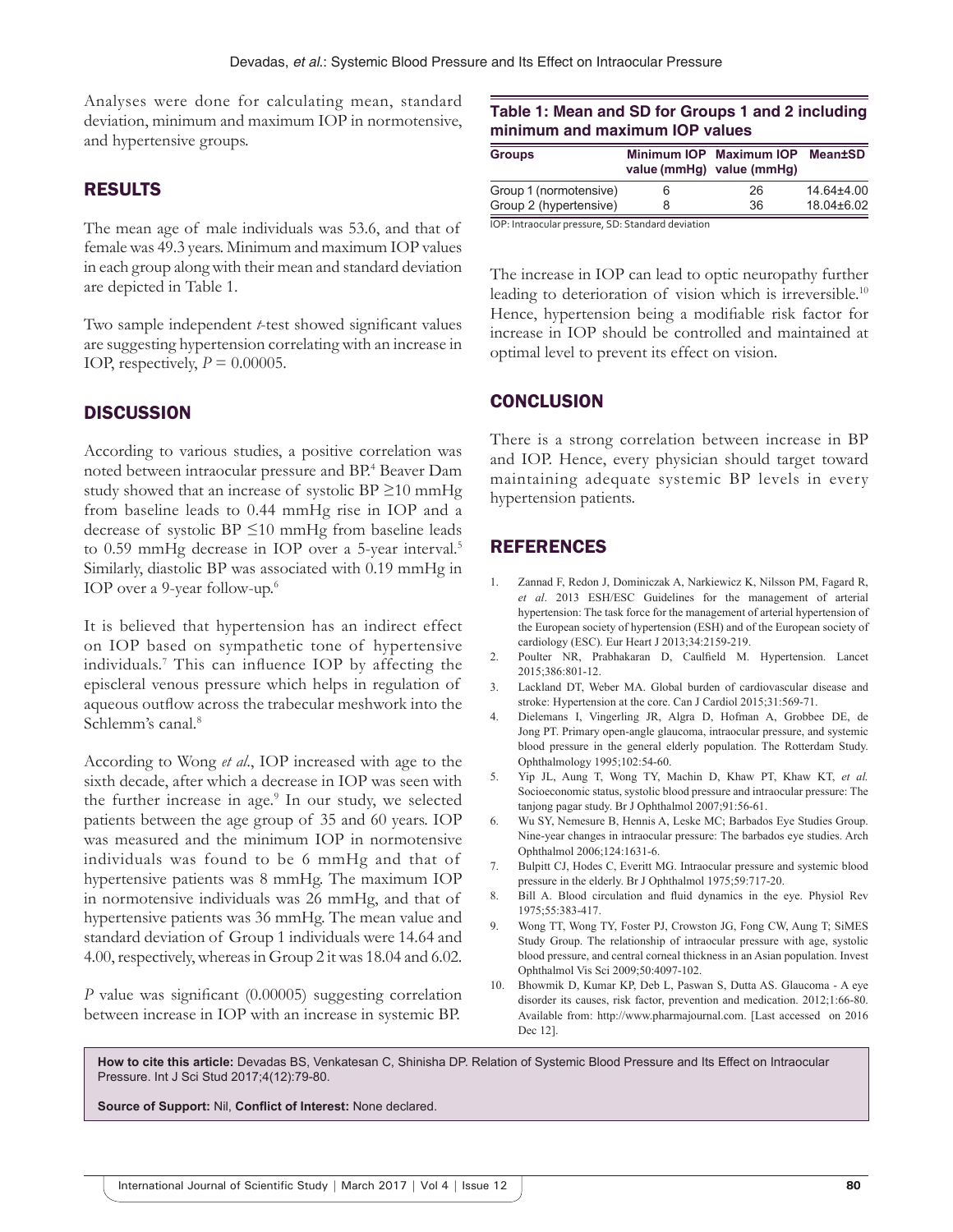Analyses were done for calculating mean, standard deviation, minimum and maximum IOP in normotensive, and hypertensive groups.

## RESULTS

The mean age of male individuals was 53.6, and that of female was 49.3 years. Minimum and maximum IOP values in each group along with their mean and standard deviation are depicted in Table 1.

Two sample independent *t*-test showed significant values are suggesting hypertension correlating with an increase in IOP, respectively, $P = 0.00005$.

## DISCUSSION

According to various studies, a positive correlation was noted between intraocular pressure and BP.[4] Beaver Dam study showed that an increase of systolic BP ≥10 mmHg from baseline leads to 0.44 mmHg rise in IOP and a decrease of systolic BP ≤10 mmHg from baseline leads to 0.59 mmHg decrease in IOP over a 5-year interval.[5] Similarly, diastolic BP was associated with 0.19 mmHg in IOP over a 9-year follow-up.[6]

It is believed that hypertension has an indirect effect on IOP based on sympathetic tone of hypertensive individuals.[7] This can influence IOP by affecting the episcleral venous pressure which helps in regulation of aqueous outflow across the trabecular meshwork into the Schlemm's canal.[8]

According to Wong *et al*., IOP increased with age to the sixth decade, after which a decrease in IOP was seen with the further increase in age.[9] In our study, we selected patients between the age group of 35 and 60 years. IOP was measured and the minimum IOP in normotensive individuals was found to be 6 mmHg and that of hypertensive patients was 8 mmHg. The maximum IOP in normotensive individuals was 26 mmHg, and that of hypertensive patients was 36 mmHg. The mean value and standard deviation of Group 1 individuals were 14.64 and 4.00, respectively, whereas in Group 2 it was 18.04 and 6.02.

*P* value was significant (0.00005) suggesting correlation between increase in IOP with an increase in systemic BP.

**Table 1: Mean and SD for Groups 1 and 2 including minimum and maximum IOP values**

| Groups | Minimum IOP value (mmHg) | Maximum IOP value (mmHg) | Mean±SD |
|---|---|---|---|
| Group 1 (normotensive) | 6 | 26 | 14.64±4.00 |
| Group 2 (hypertensive) | 8 | 36 | 18.04±6.02 |

IOP: Intraocular pressure, SD: Standard deviation

The increase in IOP can lead to optic neuropathy further leading to deterioration of vision which is irreversible.[10] Hence, hypertension being a modifiable risk factor for increase in IOP should be controlled and maintained at optimal level to prevent its effect on vision.

## CONCLUSION

There is a strong correlation between increase in BP and IOP. Hence, every physician should target toward maintaining adequate systemic BP levels in every hypertension patients.

## REFERENCES

1. Zannad F, Redon J, Dominiczak A, Narkiewicz K, Nilsson PM, Fagard R, *et al*. 2013 ESH/ESC Guidelines for the management of arterial hypertension: The task force for the management of arterial hypertension of the European society of hypertension (ESH) and of the European society of cardiology (ESC). Eur Heart J 2013;34:2159-219.
2. Poulter NR, Prabhakaran D, Caulfield M. Hypertension. Lancet 2015;386:801-12.
3. Lackland DT, Weber MA. Global burden of cardiovascular disease and stroke: Hypertension at the core. Can J Cardiol 2015;31:569-71.
4. Dielemans I, Vingerling JR, Algra D, Hofman A, Grobbee DE, de Jong PT. Primary open-angle glaucoma, intraocular pressure, and systemic blood pressure in the general elderly population. The Rotterdam Study. Ophthalmology 1995;102:54-60.
5. Yip JL, Aung T, Wong TY, Machin D, Khaw PT, Khaw KT, *et al.* Socioeconomic status, systolic blood pressure and intraocular pressure: The tanjong pagar study. Br J Ophthalmol 2007;91:56-61.
6. Wu SY, Nemesure B, Hennis A, Leske MC; Barbados Eye Studies Group. Nine-year changes in intraocular pressure: The barbados eye studies. Arch Ophthalmol 2006;124:1631-6.
7. Bulpitt CJ, Hodes C, Everitt MG. Intraocular pressure and systemic blood pressure in the elderly. Br J Ophthalmol 1975;59:717-20.
8. Bill A. Blood circulation and fluid dynamics in the eye. Physiol Rev 1975;55:383-417.
9. Wong TT, Wong TY, Foster PJ, Crowston JG, Fong CW, Aung T; SiMES Study Group. The relationship of intraocular pressure with age, systolic blood pressure, and central corneal thickness in an Asian population. Invest Ophthalmol Vis Sci 2009;50:4097-102.
10. Bhowmik D, Kumar KP, Deb L, Paswan S, Dutta AS. Glaucoma - A eye disorder its causes, risk factor, prevention and medication. 2012;1:66-80. Available from: http://www.pharmajournal.com. [Last accessed on 2016 Dec 12].

**How to cite this article:** Devadas BS, Venkatesan C, Shinisha DP. Relation of Systemic Blood Pressure and Its Effect on Intraocular Pressure. Int J Sci Stud 2017;4(12):79-80.

**Source of Support:** Nil, **Conflict of Interest:** None declared.